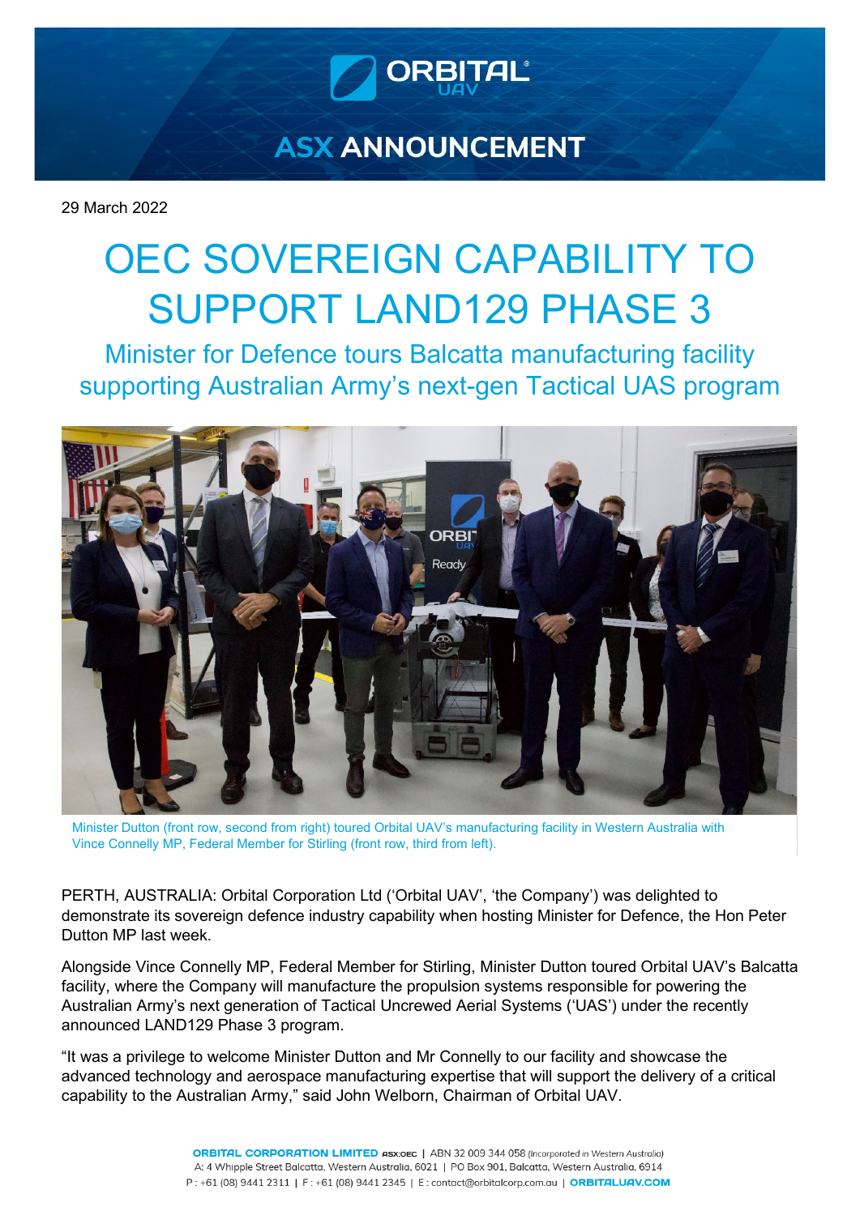# ASX ANNOUNCEMENT

29 March 2022

# OEC SOVEREIGN CAPABILITY TO SUPPORT LAND129 PHASE 3

## Minister for Defence tours Balcatta manufacturing facility supporting Australian Army's next-gen Tactical UAS program

Minister Dutton (front row, second from right) toured Orbital UAV's manufacturing facility in Western Australia with Vince Connelly MP, Federal Member for Stirling (front row, third from left).

PERTH, AUSTRALIA: Orbital Corporation Ltd ('Orbital UAV', 'the Company') was delighted to demonstrate its sovereign defence industry capability when hosting Minister for Defence, the Hon Peter Dutton MP last week.

Alongside Vince Connelly MP, Federal Member for Stirling, Minister Dutton toured Orbital UAV's Balcatta facility, where the Company will manufacture the propulsion systems responsible for powering the Australian Army's next generation of Tactical Uncrewed Aerial Systems ('UAS') under the recently announced LAND129 Phase 3 program.

"It was a privilege to welcome Minister Dutton and Mr Connelly to our facility and showcase the advanced technology and aerospace manufacturing expertise that will support the delivery of a critical capability to the Australian Army," said John Welborn, Chairman of Orbital UAV.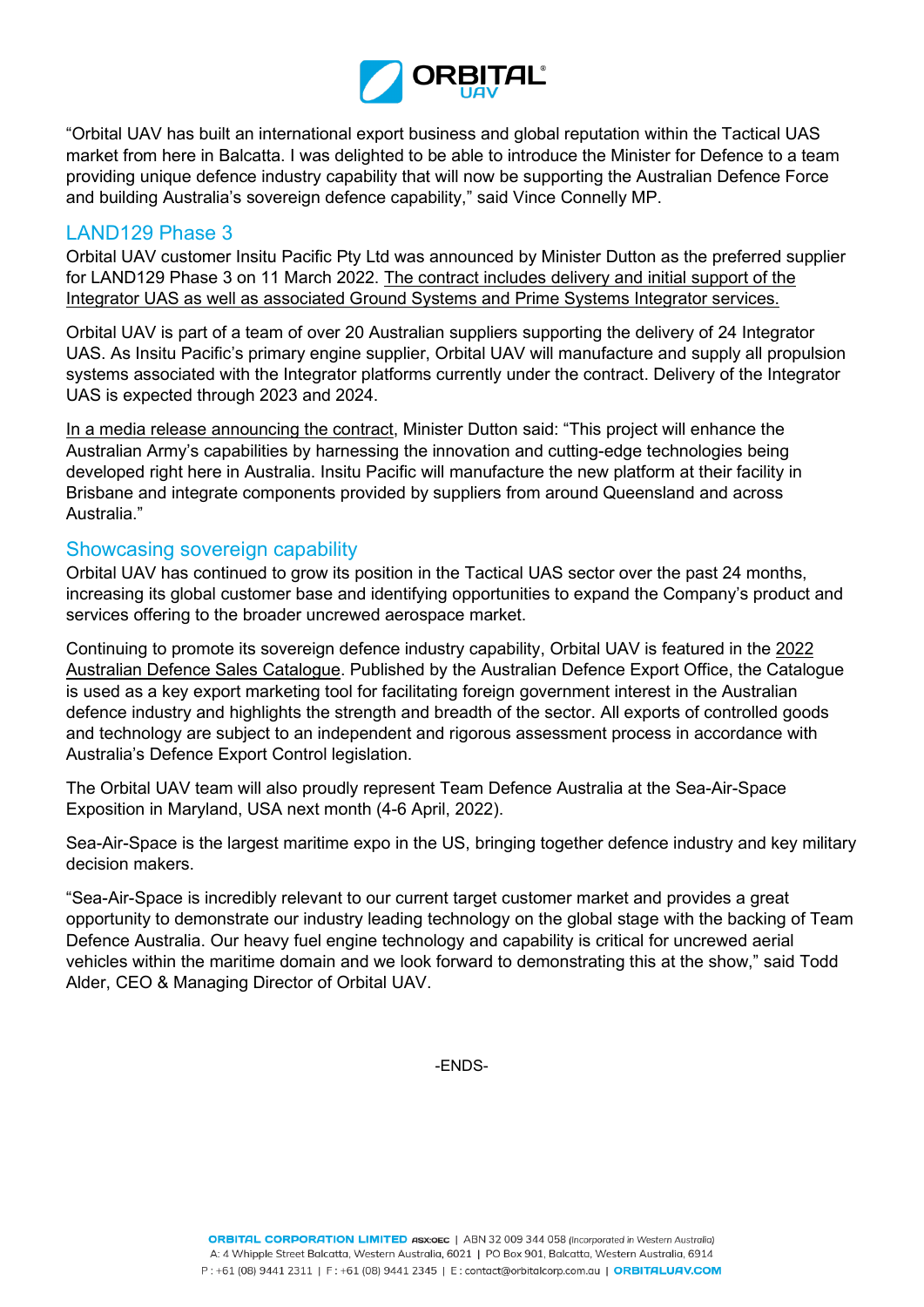"Orbital UAV has built an international export business and global reputation within the Tactical UAS market from here in Balcatta. I was delighted to be able to introduce the Minister for Defence to a team providing unique defence industry capability that will now be supporting the Australian Defence Force and building Australia's sovereign defence capability," said Vince Connelly MP.

## LAND129 Phase 3

Orbital UAV customer Insitu Pacific Pty Ltd was announced by Minister Dutton as the preferred supplier for LAND129 Phase 3 on 11 March 2022. The contract includes delivery and initial support of the Integrator UAS as well as associated Ground Systems and Prime Systems Integrator services.

Orbital UAV is part of a team of over 20 Australian suppliers supporting the delivery of 24 Integrator UAS. As Insitu Pacific's primary engine supplier, Orbital UAV will manufacture and supply all propulsion systems associated with the Integrator platforms currently under the contract. Delivery of the Integrator UAS is expected through 2023 and 2024.

In a media release announcing the contract, Minister Dutton said: "This project will enhance the Australian Army's capabilities by harnessing the innovation and cutting-edge technologies being developed right here in Australia. Insitu Pacific will manufacture the new platform at their facility in Brisbane and integrate components provided by suppliers from around Queensland and across Australia."

## Showcasing sovereign capability

Orbital UAV has continued to grow its position in the Tactical UAS sector over the past 24 months, increasing its global customer base and identifying opportunities to expand the Company's product and services offering to the broader uncrewed aerospace market.

Continuing to promote its sovereign defence industry capability, Orbital UAV is featured in the 2022 Australian Defence Sales Catalogue. Published by the Australian Defence Export Office, the Catalogue is used as a key export marketing tool for facilitating foreign government interest in the Australian defence industry and highlights the strength and breadth of the sector. All exports of controlled goods and technology are subject to an independent and rigorous assessment process in accordance with Australia's Defence Export Control legislation.

The Orbital UAV team will also proudly represent Team Defence Australia at the Sea-Air-Space Exposition in Maryland, USA next month (4-6 April, 2022).

Sea-Air-Space is the largest maritime expo in the US, bringing together defence industry and key military decision makers.

"Sea-Air-Space is incredibly relevant to our current target customer market and provides a great opportunity to demonstrate our industry leading technology on the global stage with the backing of Team Defence Australia. Our heavy fuel engine technology and capability is critical for uncrewed aerial vehicles within the maritime domain and we look forward to demonstrating this at the show," said Todd Alder, CEO & Managing Director of Orbital UAV.

-ENDS-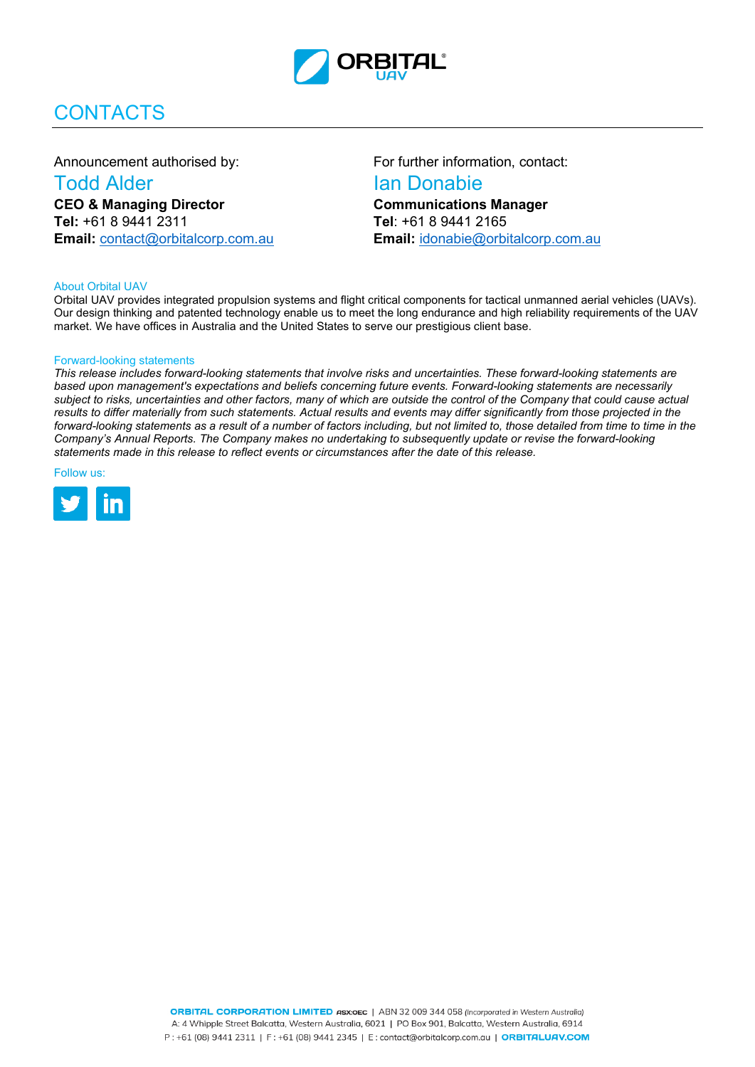# CONTACTS

Announcement authorised by:

## Todd Alder

**CEO & Managing Director**
**Tel:** +61 8 9441 2311
**Email:** contact@orbitalcorp.com.au

For further information, contact:

## Ian Donabie

**Communications Manager**
**Tel**: +61 8 9441 2165
**Email:** idonabie@orbitalcorp.com.au

### About Orbital UAV

Orbital UAV provides integrated propulsion systems and flight critical components for tactical unmanned aerial vehicles (UAVs). Our design thinking and patented technology enable us to meet the long endurance and high reliability requirements of the UAV market. We have offices in Australia and the United States to serve our prestigious client base.

### Forward-looking statements

*This release includes forward-looking statements that involve risks and uncertainties. These forward-looking statements are based upon management's expectations and beliefs concerning future events. Forward-looking statements are necessarily subject to risks, uncertainties and other factors, many of which are outside the control of the Company that could cause actual results to differ materially from such statements. Actual results and events may differ significantly from those projected in the forward-looking statements as a result of a number of factors including, but not limited to, those detailed from time to time in the Company's Annual Reports. The Company makes no undertaking to subsequently update or revise the forward-looking statements made in this release to reflect events or circumstances after the date of this release.*

Follow us:

**ORBITAL CORPORATION LIMITED** ASX:OEC | ABN 32 009 344 058 (Incorporated in Western Australia)
A: 4 Whipple Street Balcatta, Western Australia, 6021 | PO Box 901, Balcatta, Western Australia, 6914
P: +61 (08) 9441 2311 | F: +61 (08) 9441 2345 | E: contact@orbitalcorp.com.au | **ORBITALUAV.COM**